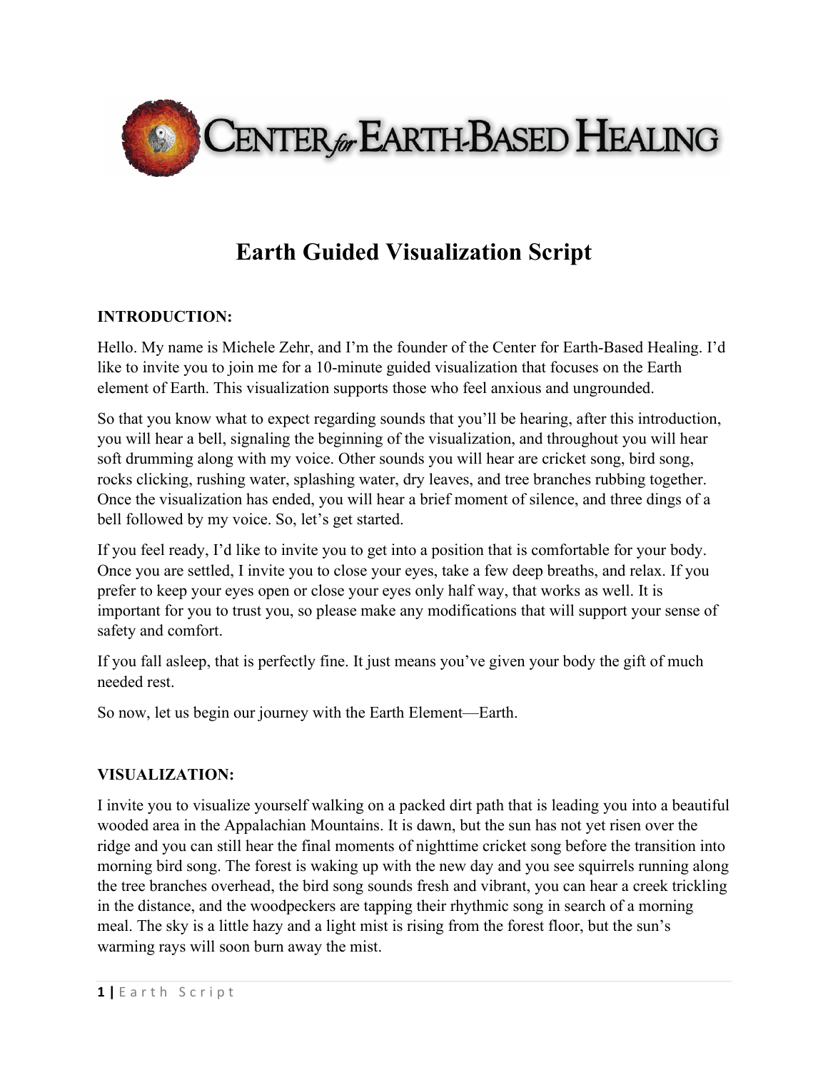CENTER *for* EARTH-BASED HEALING

# Earth Guided Visualization Script

**INTRODUCTION:**

Hello. My name is Michele Zehr, and I'm the founder of the Center for Earth-Based Healing. I'd like to invite you to join me for a 10-minute guided visualization that focuses on the Earth element of Earth. This visualization supports those who feel anxious and ungrounded.

So that you know what to expect regarding sounds that you'll be hearing, after this introduction, you will hear a bell, signaling the beginning of the visualization, and throughout you will hear soft drumming along with my voice. Other sounds you will hear are cricket song, bird song, rocks clicking, rushing water, splashing water, dry leaves, and tree branches rubbing together. Once the visualization has ended, you will hear a brief moment of silence, and three dings of a bell followed by my voice. So, let's get started.

If you feel ready, I'd like to invite you to get into a position that is comfortable for your body. Once you are settled, I invite you to close your eyes, take a few deep breaths, and relax. If you prefer to keep your eyes open or close your eyes only half way, that works as well. It is important for you to trust you, so please make any modifications that will support your sense of safety and comfort.

If you fall asleep, that is perfectly fine. It just means you've given your body the gift of much needed rest.

So now, let us begin our journey with the Earth Element—Earth.

**VISUALIZATION:**

I invite you to visualize yourself walking on a packed dirt path that is leading you into a beautiful wooded area in the Appalachian Mountains. It is dawn, but the sun has not yet risen over the ridge and you can still hear the final moments of nighttime cricket song before the transition into morning bird song. The forest is waking up with the new day and you see squirrels running along the tree branches overhead, the bird song sounds fresh and vibrant, you can hear a creek trickling in the distance, and the woodpeckers are tapping their rhythmic song in search of a morning meal. The sky is a little hazy and a light mist is rising from the forest floor, but the sun's warming rays will soon burn away the mist.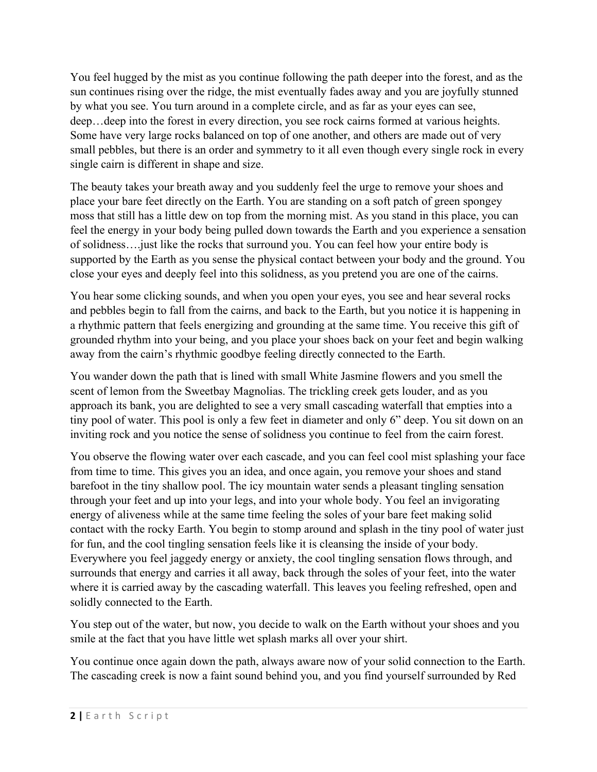You feel hugged by the mist as you continue following the path deeper into the forest, and as the sun continues rising over the ridge, the mist eventually fades away and you are joyfully stunned by what you see. You turn around in a complete circle, and as far as your eyes can see, deep…deep into the forest in every direction, you see rock cairns formed at various heights. Some have very large rocks balanced on top of one another, and others are made out of very small pebbles, but there is an order and symmetry to it all even though every single rock in every single cairn is different in shape and size.

The beauty takes your breath away and you suddenly feel the urge to remove your shoes and place your bare feet directly on the Earth. You are standing on a soft patch of green spongey moss that still has a little dew on top from the morning mist. As you stand in this place, you can feel the energy in your body being pulled down towards the Earth and you experience a sensation of solidness….just like the rocks that surround you. You can feel how your entire body is supported by the Earth as you sense the physical contact between your body and the ground. You close your eyes and deeply feel into this solidness, as you pretend you are one of the cairns.

You hear some clicking sounds, and when you open your eyes, you see and hear several rocks and pebbles begin to fall from the cairns, and back to the Earth, but you notice it is happening in a rhythmic pattern that feels energizing and grounding at the same time. You receive this gift of grounded rhythm into your being, and you place your shoes back on your feet and begin walking away from the cairn's rhythmic goodbye feeling directly connected to the Earth.

You wander down the path that is lined with small White Jasmine flowers and you smell the scent of lemon from the Sweetbay Magnolias. The trickling creek gets louder, and as you approach its bank, you are delighted to see a very small cascading waterfall that empties into a tiny pool of water. This pool is only a few feet in diameter and only 6" deep. You sit down on an inviting rock and you notice the sense of solidness you continue to feel from the cairn forest.

You observe the flowing water over each cascade, and you can feel cool mist splashing your face from time to time. This gives you an idea, and once again, you remove your shoes and stand barefoot in the tiny shallow pool. The icy mountain water sends a pleasant tingling sensation through your feet and up into your legs, and into your whole body. You feel an invigorating energy of aliveness while at the same time feeling the soles of your bare feet making solid contact with the rocky Earth. You begin to stomp around and splash in the tiny pool of water just for fun, and the cool tingling sensation feels like it is cleansing the inside of your body. Everywhere you feel jaggedy energy or anxiety, the cool tingling sensation flows through, and surrounds that energy and carries it all away, back through the soles of your feet, into the water where it is carried away by the cascading waterfall. This leaves you feeling refreshed, open and solidly connected to the Earth.

You step out of the water, but now, you decide to walk on the Earth without your shoes and you smile at the fact that you have little wet splash marks all over your shirt.

You continue once again down the path, always aware now of your solid connection to the Earth. The cascading creek is now a faint sound behind you, and you find yourself surrounded by Red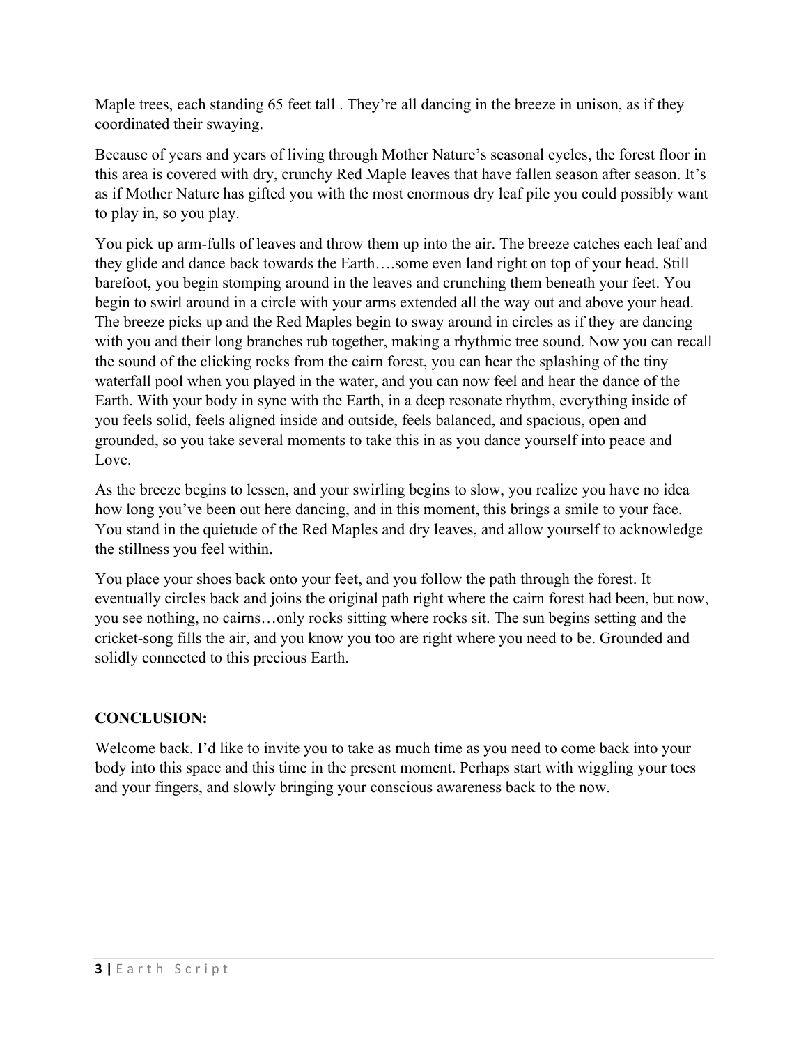Maple trees, each standing 65 feet tall . They're all dancing in the breeze in unison, as if they coordinated their swaying.

Because of years and years of living through Mother Nature's seasonal cycles, the forest floor in this area is covered with dry, crunchy Red Maple leaves that have fallen season after season. It's as if Mother Nature has gifted you with the most enormous dry leaf pile you could possibly want to play in, so you play.

You pick up arm-fulls of leaves and throw them up into the air. The breeze catches each leaf and they glide and dance back towards the Earth….some even land right on top of your head. Still barefoot, you begin stomping around in the leaves and crunching them beneath your feet. You begin to swirl around in a circle with your arms extended all the way out and above your head. The breeze picks up and the Red Maples begin to sway around in circles as if they are dancing with you and their long branches rub together, making a rhythmic tree sound. Now you can recall the sound of the clicking rocks from the cairn forest, you can hear the splashing of the tiny waterfall pool when you played in the water, and you can now feel and hear the dance of the Earth. With your body in sync with the Earth, in a deep resonate rhythm, everything inside of you feels solid, feels aligned inside and outside, feels balanced, and spacious, open and grounded, so you take several moments to take this in as you dance yourself into peace and Love.

As the breeze begins to lessen, and your swirling begins to slow, you realize you have no idea how long you've been out here dancing, and in this moment, this brings a smile to your face. You stand in the quietude of the Red Maples and dry leaves, and allow yourself to acknowledge the stillness you feel within.

You place your shoes back onto your feet, and you follow the path through the forest. It eventually circles back and joins the original path right where the cairn forest had been, but now, you see nothing, no cairns…only rocks sitting where rocks sit. The sun begins setting and the cricket-song fills the air, and you know you too are right where you need to be. Grounded and solidly connected to this precious Earth.

**CONCLUSION:**

Welcome back. I'd like to invite you to take as much time as you need to come back into your body into this space and this time in the present moment. Perhaps start with wiggling your toes and your fingers, and slowly bringing your conscious awareness back to the now.